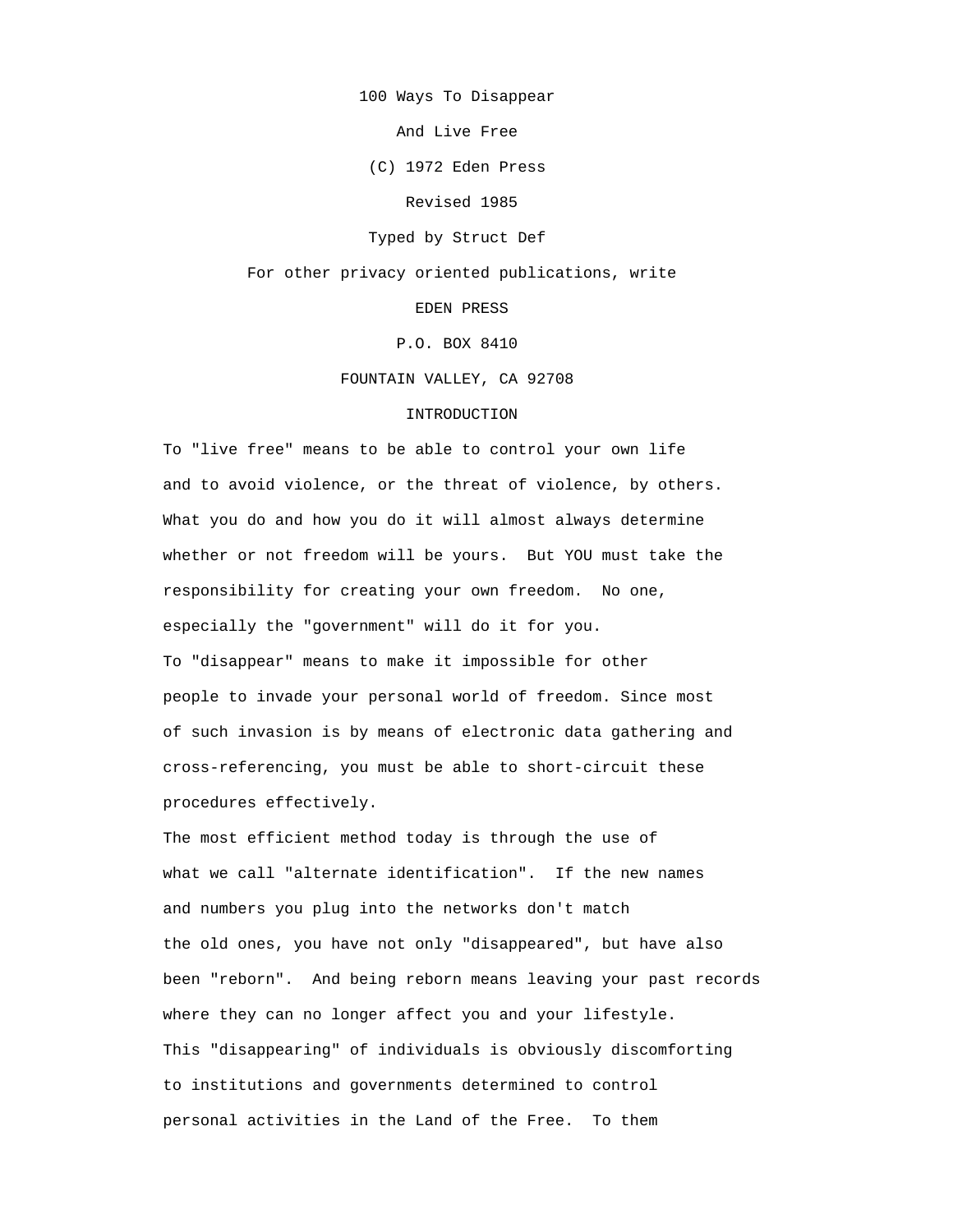# 100 Ways To Disappear

# And Live Free

(C) 1972 Eden Press

Revised 1985

Typed by Struct Def

For other privacy oriented publications, write

EDEN PRESS

P.O. BOX 8410

FOUNTAIN VALLEY, CA 92708

## INTRODUCTION

To "live free" means to be able to control your own life and to avoid violence, or the threat of violence, by others. What you do and how you do it will almost always determine whether or not freedom will be yours. But YOU must take the responsibility for creating your own freedom. No one, especially the "government" will do it for you.

To "disappear" means to make it impossible for other people to invade your personal world of freedom. Since most of such invasion is by means of electronic data gathering and cross-referencing, you must be able to short-circuit these procedures effectively.

The most efficient method today is through the use of what we call "alternate identification". If the new names and numbers you plug into the networks don't match the old ones, you have not only "disappeared", but have also been "reborn". And being reborn means leaving your past records where they can no longer affect you and your lifestyle.

This "disappearing" of individuals is obviously discomforting to institutions and governments determined to control personal activities in the Land of the Free. To them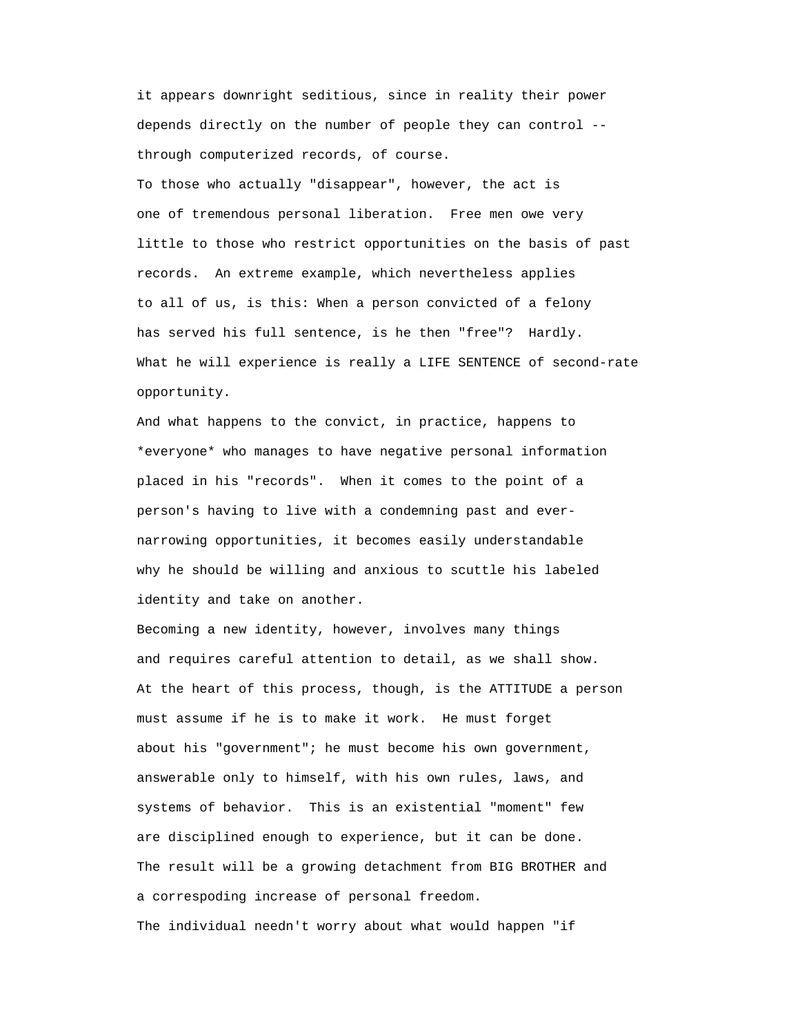it appears downright seditious, since in reality their power depends directly on the number of people they can control -- through computerized records, of course.

To those who actually "disappear", however, the act is one of tremendous personal liberation.  Free men owe very little to those who restrict opportunities on the basis of past records.  An extreme example, which nevertheless applies to all of us, is this: When a person convicted of a felony has served his full sentence, is he then "free"?  Hardly. What he will experience is really a LIFE SENTENCE of second-rate opportunity.

And what happens to the convict, in practice, happens to *everyone* who manages to have negative personal information placed in his "records".  When it comes to the point of a person's having to live with a condemning past and ever-narrowing opportunities, it becomes easily understandable why he should be willing and anxious to scuttle his labeled identity and take on another.

Becoming a new identity, however, involves many things and requires careful attention to detail, as we shall show. At the heart of this process, though, is the ATTITUDE a person must assume if he is to make it work.  He must forget about his "government"; he must become his own government, answerable only to himself, with his own rules, laws, and systems of behavior.  This is an existential "moment" few are disciplined enough to experience, but it can be done. The result will be a growing detachment from BIG BROTHER and a correspoding increase of personal freedom.

The individual needn't worry about what would happen "if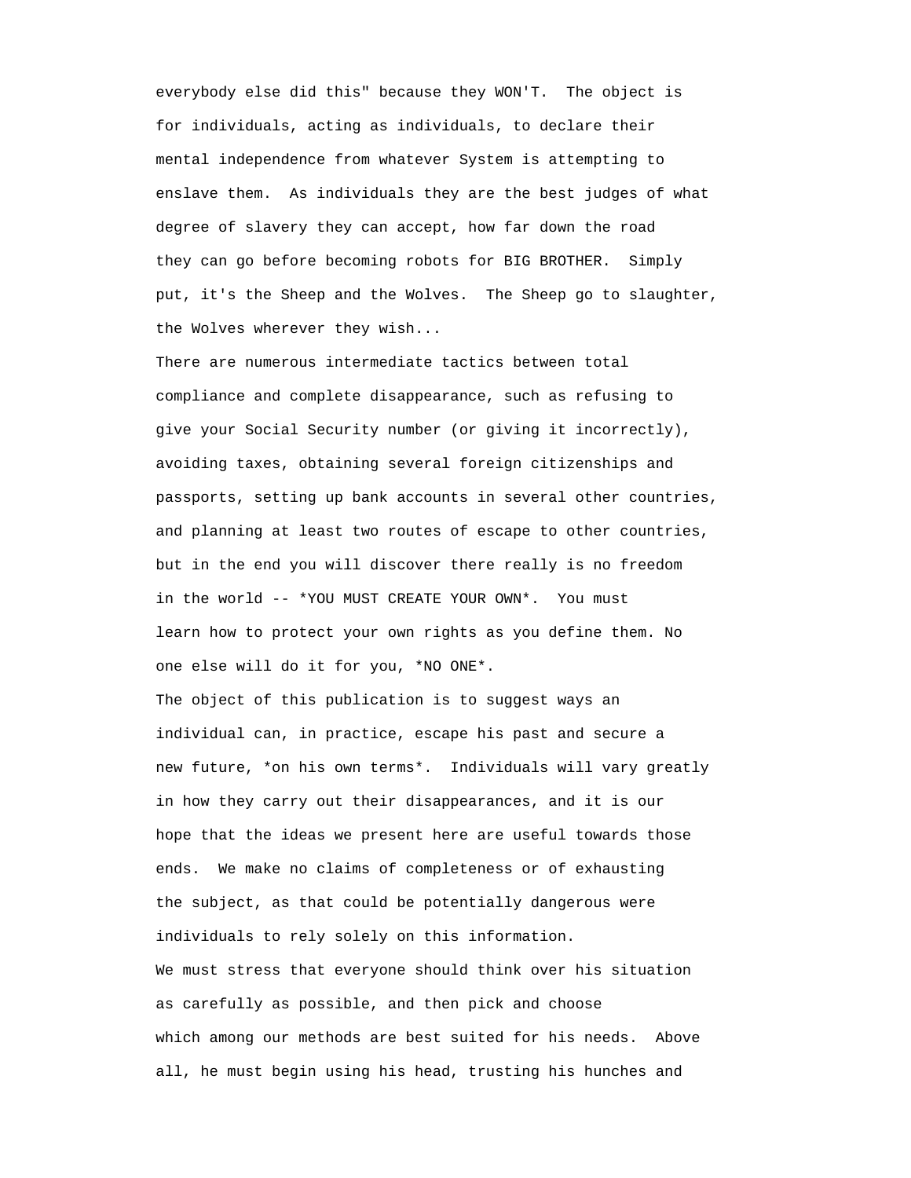everybody else did this" because they WON'T. The object is for individuals, acting as individuals, to declare their mental independence from whatever System is attempting to enslave them. As individuals they are the best judges of what degree of slavery they can accept, how far down the road they can go before becoming robots for BIG BROTHER. Simply put, it's the Sheep and the Wolves. The Sheep go to slaughter, the Wolves wherever they wish...

There are numerous intermediate tactics between total compliance and complete disappearance, such as refusing to give your Social Security number (or giving it incorrectly), avoiding taxes, obtaining several foreign citizenships and passports, setting up bank accounts in several other countries, and planning at least two routes of escape to other countries, but in the end you will discover there really is no freedom in the world -- *YOU MUST CREATE YOUR OWN*. You must learn how to protect your own rights as you define them. No one else will do it for you, *NO ONE*.

The object of this publication is to suggest ways an individual can, in practice, escape his past and secure a new future, *on his own terms*. Individuals will vary greatly in how they carry out their disappearances, and it is our hope that the ideas we present here are useful towards those ends. We make no claims of completeness or of exhausting the subject, as that could be potentially dangerous were individuals to rely solely on this information.

We must stress that everyone should think over his situation as carefully as possible, and then pick and choose which among our methods are best suited for his needs. Above all, he must begin using his head, trusting his hunches and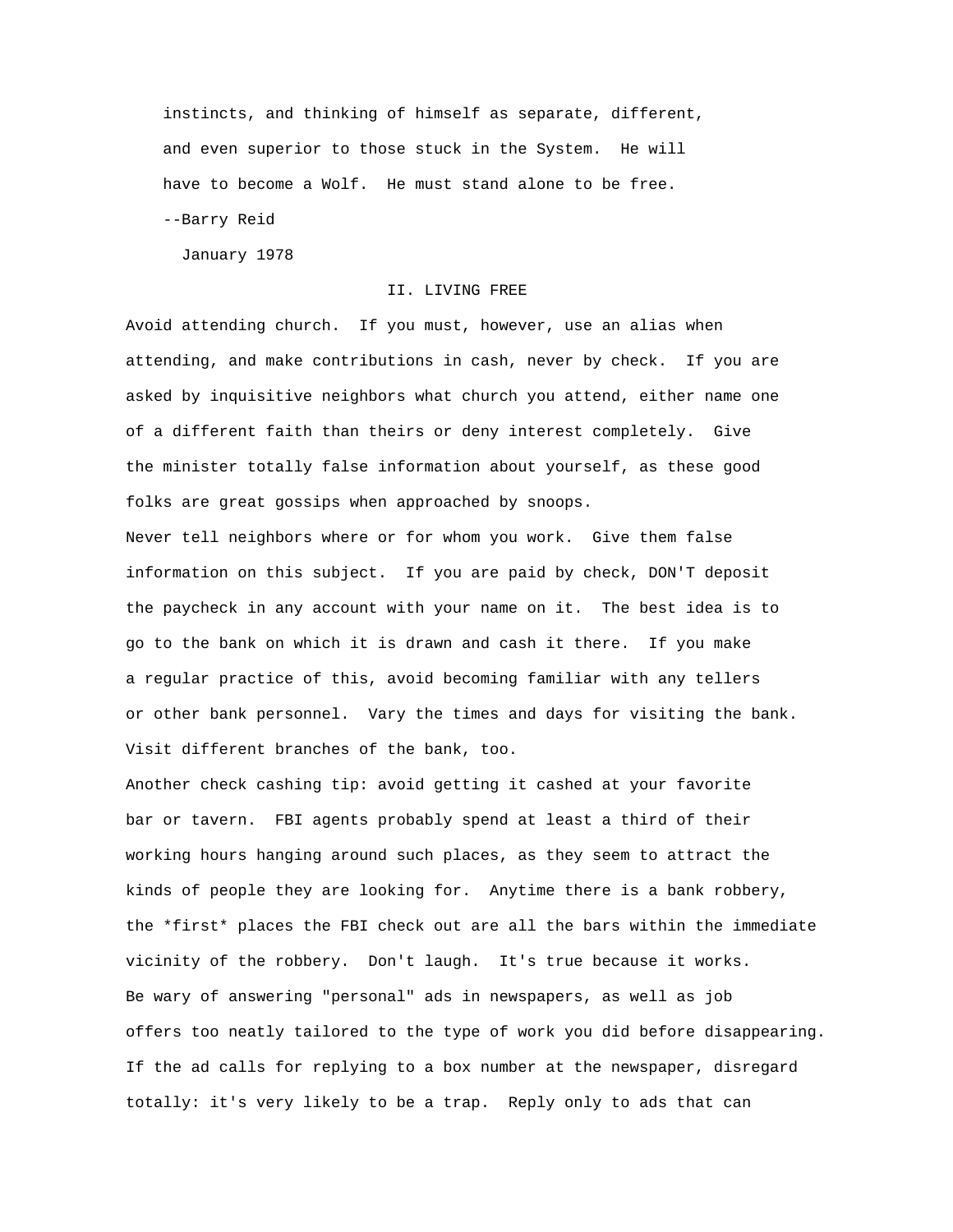instincts, and thinking of himself as separate, different, and even superior to those stuck in the System. He will have to become a Wolf. He must stand alone to be free.

--Barry Reid

January 1978

## II. LIVING FREE

Avoid attending church. If you must, however, use an alias when attending, and make contributions in cash, never by check. If you are asked by inquisitive neighbors what church you attend, either name one of a different faith than theirs or deny interest completely. Give the minister totally false information about yourself, as these good folks are great gossips when approached by snoops.

Never tell neighbors where or for whom you work. Give them false information on this subject. If you are paid by check, DON'T deposit the paycheck in any account with your name on it. The best idea is to go to the bank on which it is drawn and cash it there. If you make a regular practice of this, avoid becoming familiar with any tellers or other bank personnel. Vary the times and days for visiting the bank. Visit different branches of the bank, too.

Another check cashing tip: avoid getting it cashed at your favorite bar or tavern. FBI agents probably spend at least a third of their working hours hanging around such places, as they seem to attract the kinds of people they are looking for. Anytime there is a bank robbery, the *first* places the FBI check out are all the bars within the immediate vicinity of the robbery. Don't laugh. It's true because it works.

Be wary of answering "personal" ads in newspapers, as well as job offers too neatly tailored to the type of work you did before disappearing. If the ad calls for replying to a box number at the newspaper, disregard totally: it's very likely to be a trap. Reply only to ads that can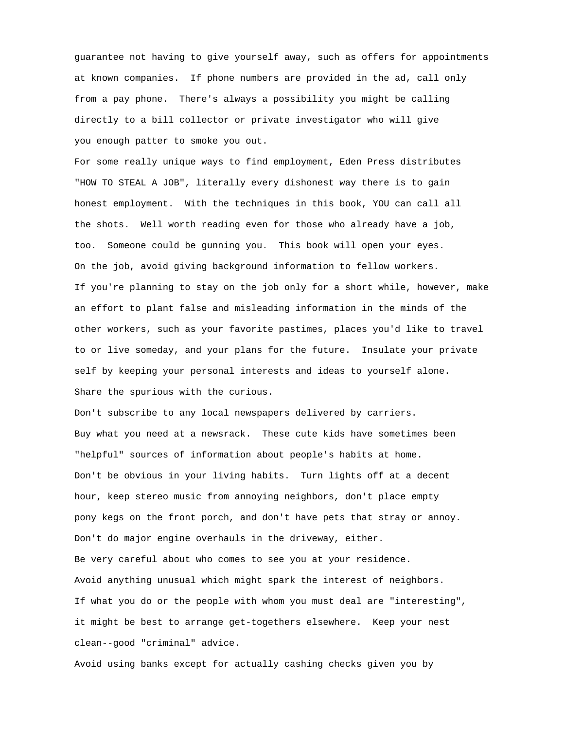guarantee not having to give yourself away, such as offers for appointments at known companies.  If phone numbers are provided in the ad, call only from a pay phone.  There's always a possibility you might be calling directly to a bill collector or private investigator who will give you enough patter to smoke you out.

For some really unique ways to find employment, Eden Press distributes "HOW TO STEAL A JOB", literally every dishonest way there is to gain honest employment.  With the techniques in this book, YOU can call all the shots.  Well worth reading even for those who already have a job, too.  Someone could be gunning you.  This book will open your eyes.

On the job, avoid giving background information to fellow workers.

If you're planning to stay on the job only for a short while, however, make an effort to plant false and misleading information in the minds of the other workers, such as your favorite pastimes, places you'd like to travel to or live someday, and your plans for the future.  Insulate your private self by keeping your personal interests and ideas to yourself alone.

Share the spurious with the curious.

Don't subscribe to any local newspapers delivered by carriers.

Buy what you need at a newsrack.  These cute kids have sometimes been "helpful" sources of information about people's habits at home.

Don't be obvious in your living habits.  Turn lights off at a decent hour, keep stereo music from annoying neighbors, don't place empty pony kegs on the front porch, and don't have pets that stray or annoy.

Don't do major engine overhauls in the driveway, either.

Be very careful about who comes to see you at your residence.

Avoid anything unusual which might spark the interest of neighbors.

If what you do or the people with whom you must deal are "interesting", it might be best to arrange get-togethers elsewhere.  Keep your nest clean--good "criminal" advice.

Avoid using banks except for actually cashing checks given you by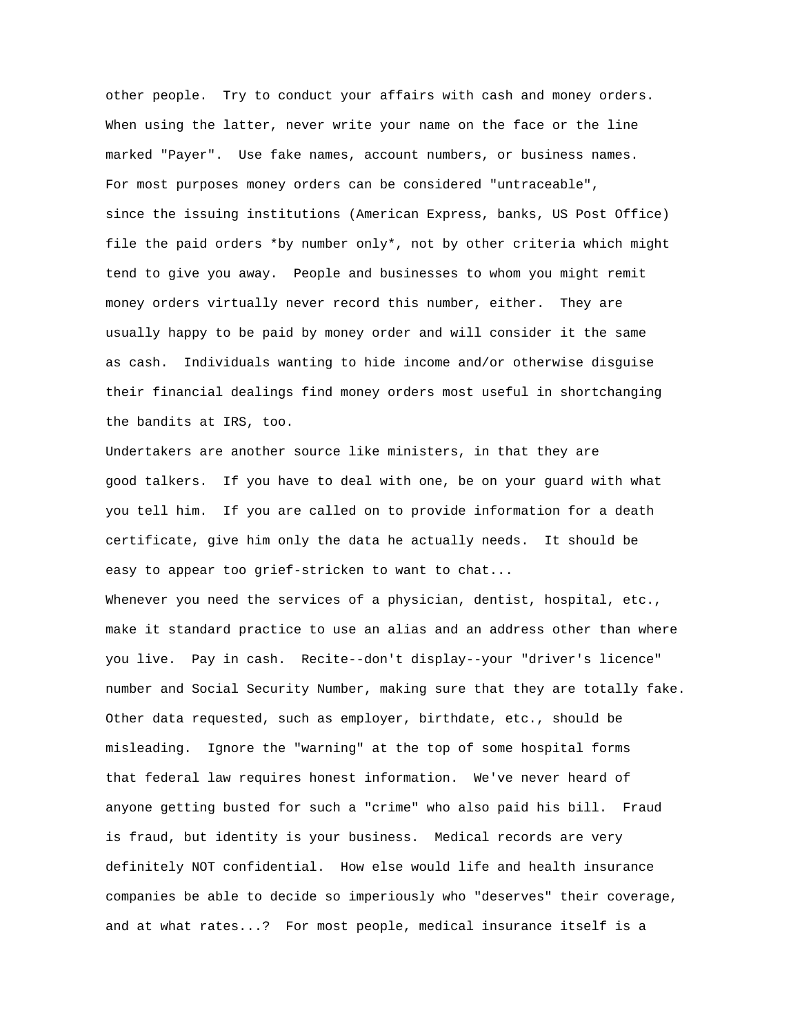other people. Try to conduct your affairs with cash and money orders. When using the latter, never write your name on the face or the line marked "Payer". Use fake names, account numbers, or business names. For most purposes money orders can be considered "untraceable", since the issuing institutions (American Express, banks, US Post Office) file the paid orders *by number only*, not by other criteria which might tend to give you away. People and businesses to whom you might remit money orders virtually never record this number, either. They are usually happy to be paid by money order and will consider it the same as cash. Individuals wanting to hide income and/or otherwise disguise their financial dealings find money orders most useful in shortchanging the bandits at IRS, too.

Undertakers are another source like ministers, in that they are good talkers. If you have to deal with one, be on your guard with what you tell him. If you are called on to provide information for a death certificate, give him only the data he actually needs. It should be easy to appear too grief-stricken to want to chat...

Whenever you need the services of a physician, dentist, hospital, etc., make it standard practice to use an alias and an address other than where you live. Pay in cash. Recite--don't display--your "driver's licence" number and Social Security Number, making sure that they are totally fake. Other data requested, such as employer, birthdate, etc., should be misleading. Ignore the "warning" at the top of some hospital forms that federal law requires honest information. We've never heard of anyone getting busted for such a "crime" who also paid his bill. Fraud is fraud, but identity is your business. Medical records are very definitely NOT confidential. How else would life and health insurance companies be able to decide so imperiously who "deserves" their coverage, and at what rates...? For most people, medical insurance itself is a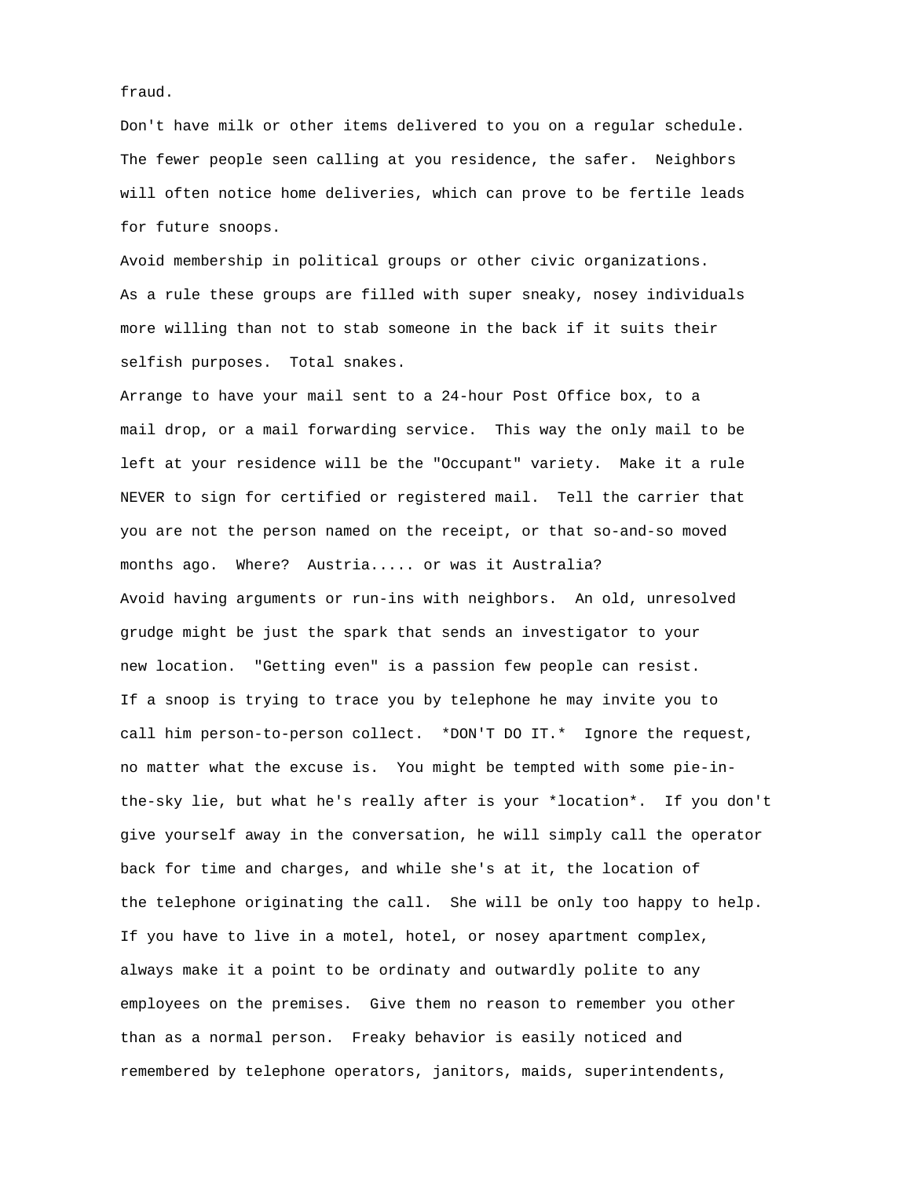fraud.

Don't have milk or other items delivered to you on a regular schedule. The fewer people seen calling at you residence, the safer. Neighbors will often notice home deliveries, which can prove to be fertile leads for future snoops.

Avoid membership in political groups or other civic organizations. As a rule these groups are filled with super sneaky, nosey individuals more willing than not to stab someone in the back if it suits their selfish purposes. Total snakes.

Arrange to have your mail sent to a 24-hour Post Office box, to a mail drop, or a mail forwarding service. This way the only mail to be left at your residence will be the "Occupant" variety. Make it a rule NEVER to sign for certified or registered mail. Tell the carrier that you are not the person named on the receipt, or that so-and-so moved months ago. Where? Austria..... or was it Australia?

Avoid having arguments or run-ins with neighbors. An old, unresolved grudge might be just the spark that sends an investigator to your new location. "Getting even" is a passion few people can resist.

If a snoop is trying to trace you by telephone he may invite you to call him person-to-person collect. *DON'T DO IT.* Ignore the request, no matter what the excuse is. You might be tempted with some pie-in-the-sky lie, but what he's really after is your *location*. If you don't give yourself away in the conversation, he will simply call the operator back for time and charges, and while she's at it, the location of the telephone originating the call. She will be only too happy to help.

If you have to live in a motel, hotel, or nosey apartment complex, always make it a point to be ordinaty and outwardly polite to any employees on the premises. Give them no reason to remember you other than as a normal person. Freaky behavior is easily noticed and remembered by telephone operators, janitors, maids, superintendents,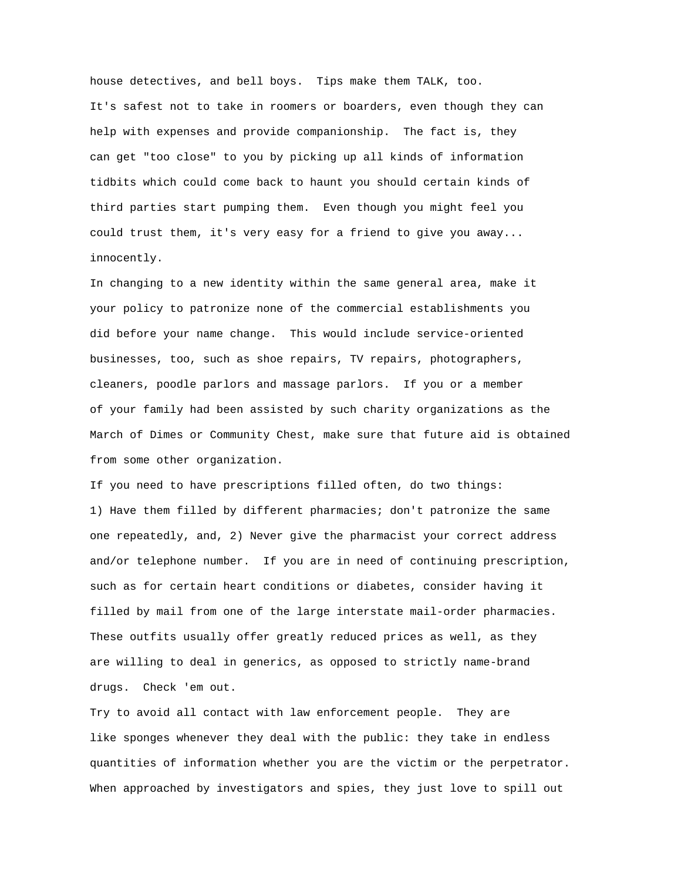house detectives, and bell boys. Tips make them TALK, too.

It's safest not to take in roomers or boarders, even though they can help with expenses and provide companionship. The fact is, they can get "too close" to you by picking up all kinds of information tidbits which could come back to haunt you should certain kinds of third parties start pumping them. Even though you might feel you could trust them, it's very easy for a friend to give you away... innocently.

In changing to a new identity within the same general area, make it your policy to patronize none of the commercial establishments you did before your name change. This would include service-oriented businesses, too, such as shoe repairs, TV repairs, photographers, cleaners, poodle parlors and massage parlors. If you or a member of your family had been assisted by such charity organizations as the March of Dimes or Community Chest, make sure that future aid is obtained from some other organization.

If you need to have prescriptions filled often, do two things:
1) Have them filled by different pharmacies; don't patronize the same one repeatedly, and, 2) Never give the pharmacist your correct address and/or telephone number. If you are in need of continuing prescription, such as for certain heart conditions or diabetes, consider having it filled by mail from one of the large interstate mail-order pharmacies. These outfits usually offer greatly reduced prices as well, as they are willing to deal in generics, as opposed to strictly name-brand drugs. Check 'em out.

Try to avoid all contact with law enforcement people. They are like sponges whenever they deal with the public: they take in endless quantities of information whether you are the victim or the perpetrator. When approached by investigators and spies, they just love to spill out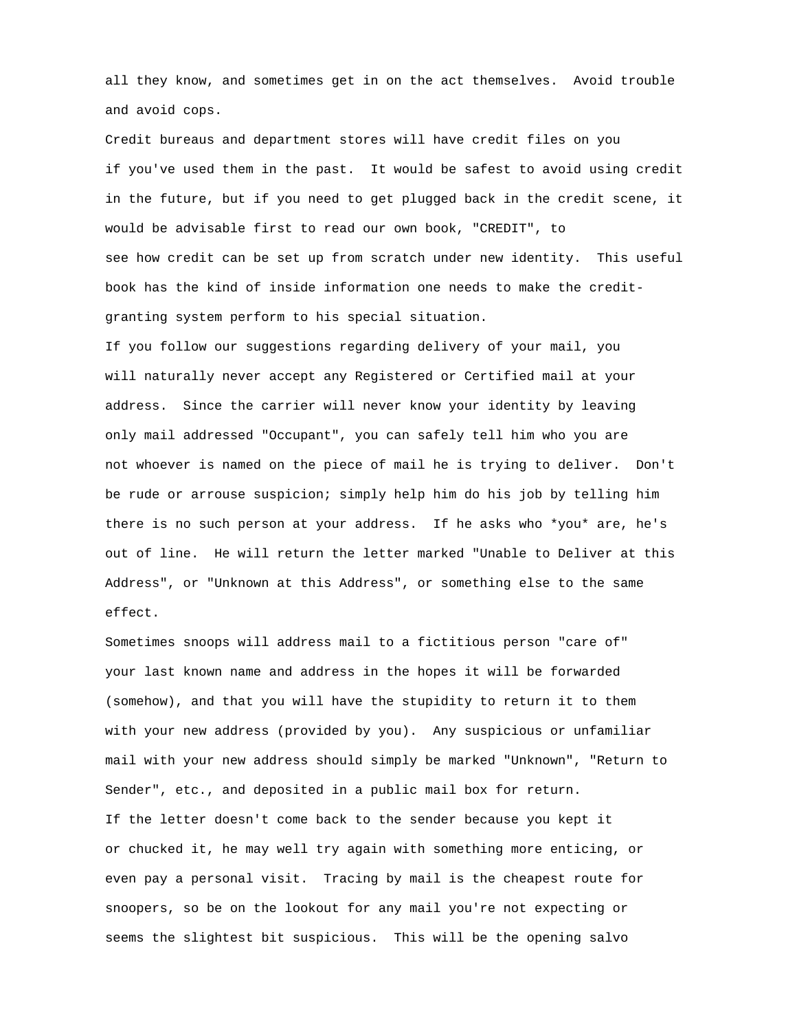all they know, and sometimes get in on the act themselves. Avoid trouble and avoid cops.

Credit bureaus and department stores will have credit files on you if you've used them in the past. It would be safest to avoid using credit in the future, but if you need to get plugged back in the credit scene, it would be advisable first to read our own book, "CREDIT", to see how credit can be set up from scratch under new identity. This useful book has the kind of inside information one needs to make the credit-granting system perform to his special situation.

If you follow our suggestions regarding delivery of your mail, you will naturally never accept any Registered or Certified mail at your address. Since the carrier will never know your identity by leaving only mail addressed "Occupant", you can safely tell him who you are not whoever is named on the piece of mail he is trying to deliver. Don't be rude or arrouse suspicion; simply help him do his job by telling him there is no such person at your address. If he asks who *you* are, he's out of line. He will return the letter marked "Unable to Deliver at this Address", or "Unknown at this Address", or something else to the same effect.

Sometimes snoops will address mail to a fictitious person "care of" your last known name and address in the hopes it will be forwarded (somehow), and that you will have the stupidity to return it to them with your new address (provided by you). Any suspicious or unfamiliar mail with your new address should simply be marked "Unknown", "Return to Sender", etc., and deposited in a public mail box for return.

If the letter doesn't come back to the sender because you kept it or chucked it, he may well try again with something more enticing, or even pay a personal visit. Tracing by mail is the cheapest route for snoopers, so be on the lookout for any mail you're not expecting or seems the slightest bit suspicious. This will be the opening salvo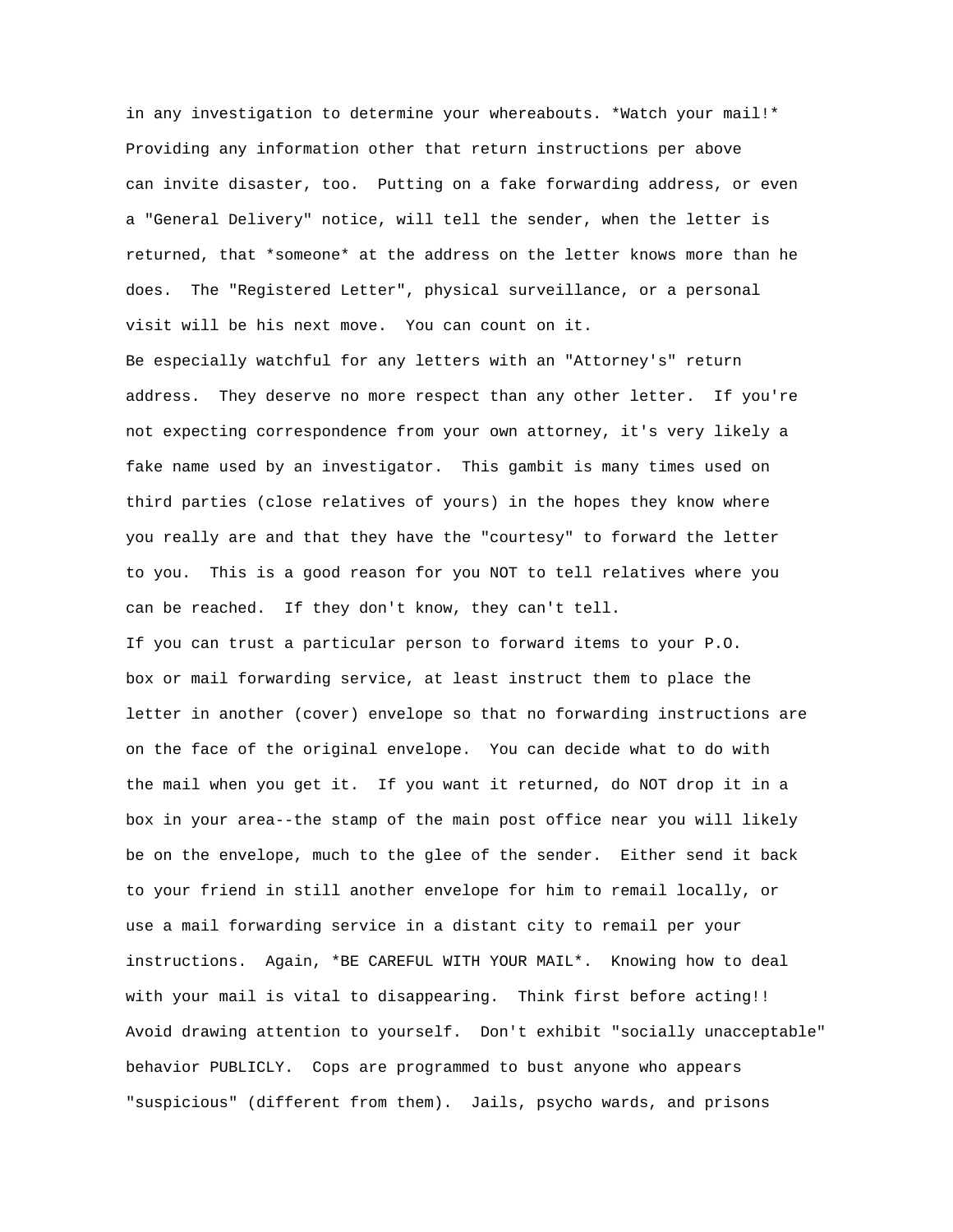in any investigation to determine your whereabouts. *Watch your mail!* Providing any information other that return instructions per above can invite disaster, too. Putting on a fake forwarding address, or even a "General Delivery" notice, will tell the sender, when the letter is returned, that *someone* at the address on the letter knows more than he does. The "Registered Letter", physical surveillance, or a personal visit will be his next move. You can count on it.

Be especially watchful for any letters with an "Attorney's" return address. They deserve no more respect than any other letter. If you're not expecting correspondence from your own attorney, it's very likely a fake name used by an investigator. This gambit is many times used on third parties (close relatives of yours) in the hopes they know where you really are and that they have the "courtesy" to forward the letter to you. This is a good reason for you NOT to tell relatives where you can be reached. If they don't know, they can't tell.

If you can trust a particular person to forward items to your P.O. box or mail forwarding service, at least instruct them to place the letter in another (cover) envelope so that no forwarding instructions are on the face of the original envelope. You can decide what to do with the mail when you get it. If you want it returned, do NOT drop it in a box in your area--the stamp of the main post office near you will likely be on the envelope, much to the glee of the sender. Either send it back to your friend in still another envelope for him to remail locally, or use a mail forwarding service in a distant city to remail per your instructions. Again, *BE CAREFUL WITH YOUR MAIL*. Knowing how to deal with your mail is vital to disappearing. Think first before acting!!

Avoid drawing attention to yourself. Don't exhibit "socially unacceptable" behavior PUBLICLY. Cops are programmed to bust anyone who appears "suspicious" (different from them). Jails, psycho wards, and prisons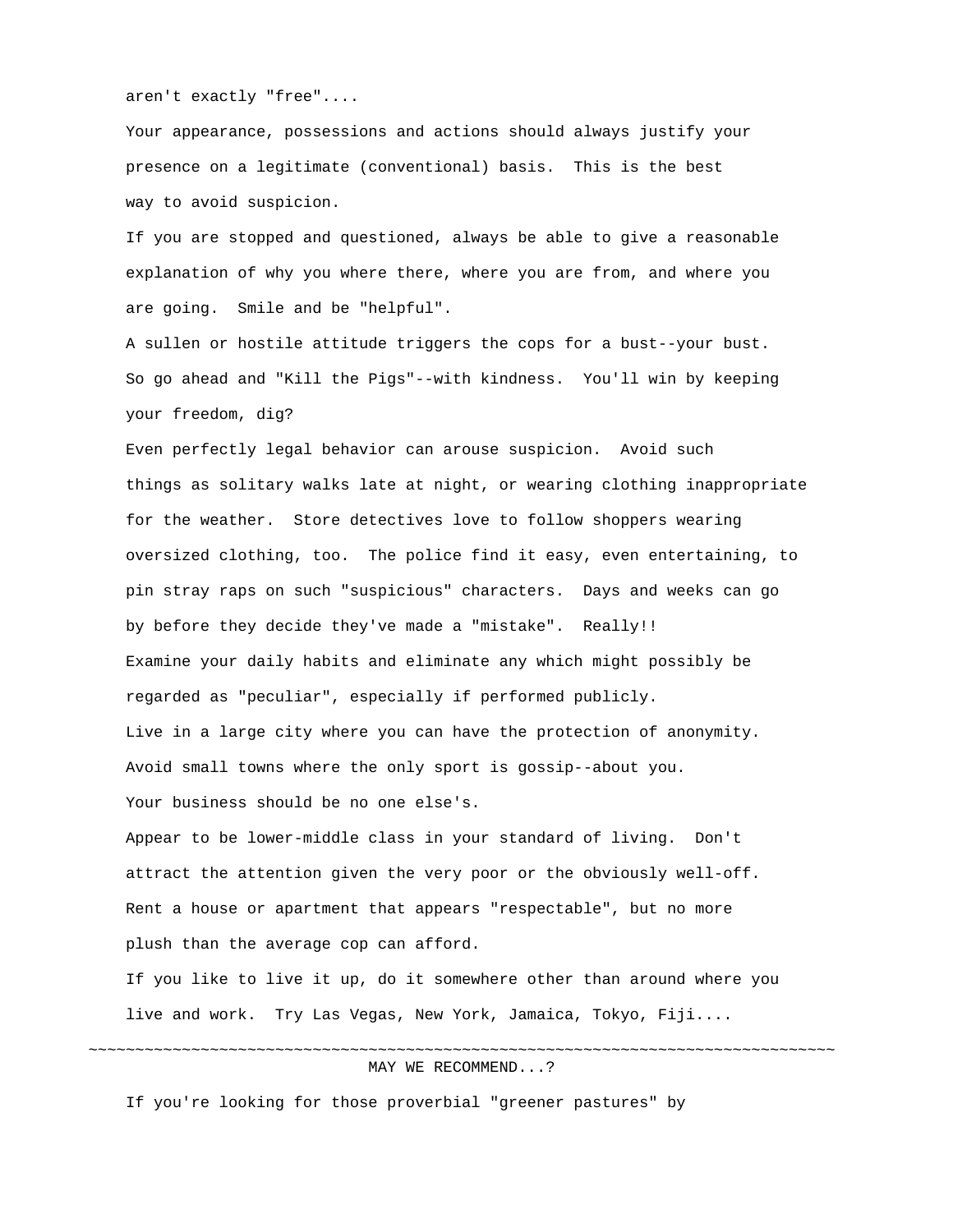aren't exactly "free"....

Your appearance, possessions and actions should always justify your presence on a legitimate (conventional) basis. This is the best way to avoid suspicion.

If you are stopped and questioned, always be able to give a reasonable explanation of why you where there, where you are from, and where you are going. Smile and be "helpful".

A sullen or hostile attitude triggers the cops for a bust--your bust. So go ahead and "Kill the Pigs"--with kindness. You'll win by keeping your freedom, dig?

Even perfectly legal behavior can arouse suspicion. Avoid such things as solitary walks late at night, or wearing clothing inappropriate for the weather. Store detectives love to follow shoppers wearing oversized clothing, too. The police find it easy, even entertaining, to pin stray raps on such "suspicious" characters. Days and weeks can go by before they decide they've made a "mistake". Really!!

Examine your daily habits and eliminate any which might possibly be regarded as "peculiar", especially if performed publicly.

Live in a large city where you can have the protection of anonymity. Avoid small towns where the only sport is gossip--about you.

Your business should be no one else's.

Appear to be lower-middle class in your standard of living. Don't attract the attention given the very poor or the obviously well-off. Rent a house or apartment that appears "respectable", but no more plush than the average cop can afford.

If you like to live it up, do it somewhere other than around where you live and work. Try Las Vegas, New York, Jamaica, Tokyo, Fiji....

~~~~~~~~~~~~~~~~~~~~~~~~~~~~~~~~~~~~~~~~~~~~~~~~~~~~~~~~~~~~~~~~~~~~~~~~~~~~~~~~

MAY WE RECOMMEND...?

If you're looking for those proverbial "greener pastures" by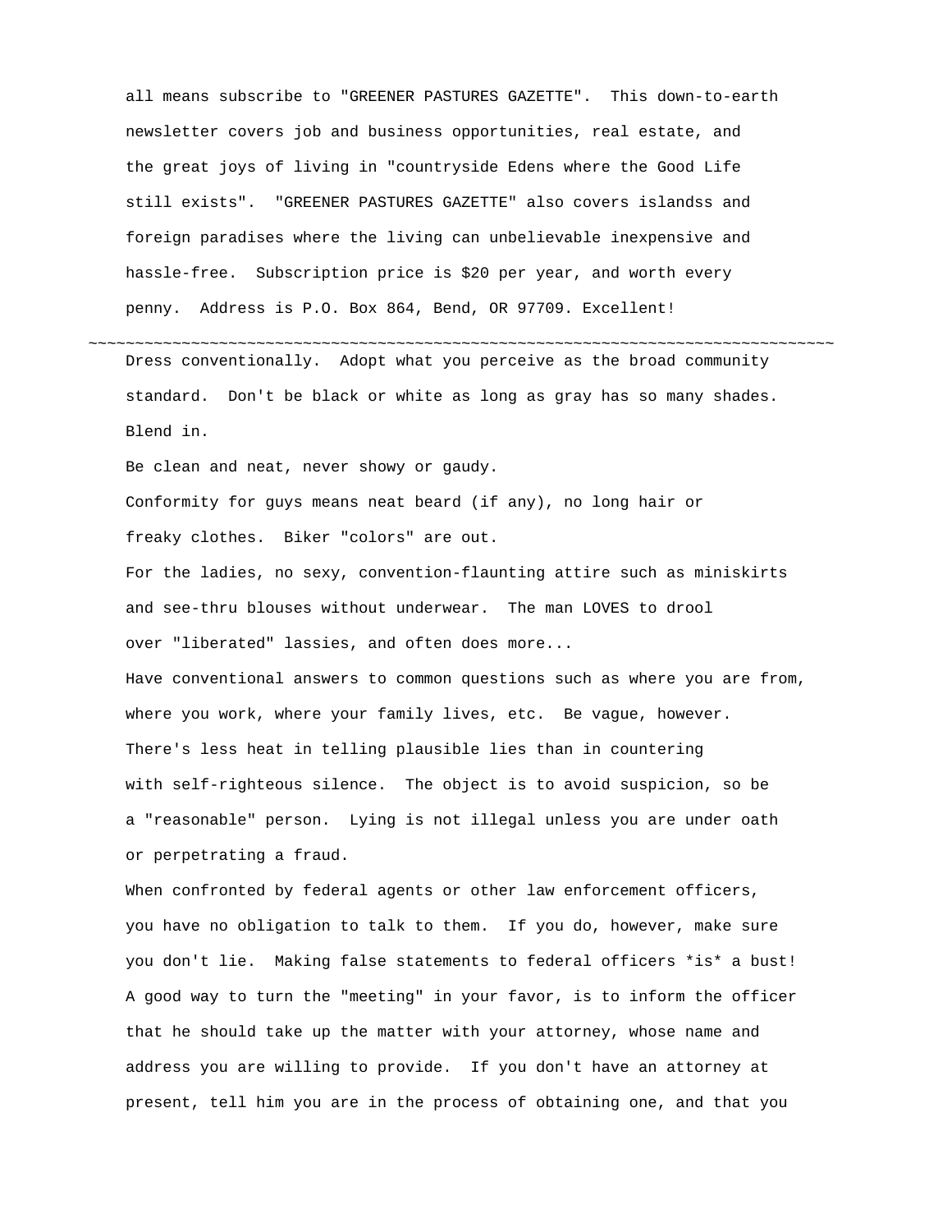all means subscribe to "GREENER PASTURES GAZETTE". This down-to-earth newsletter covers job and business opportunities, real estate, and the great joys of living in "countryside Edens where the Good Life still exists". "GREENER PASTURES GAZETTE" also covers islandss and foreign paradises where the living can unbelievable inexpensive and hassle-free. Subscription price is $20 per year, and worth every penny. Address is P.O. Box 864, Bend, OR 97709. Excellent!

~~~~~~~~~~~~~~~~~~~~~~~~~~~~~~~~~~~~~~~~~~~~~~~~~~~~~~~~~~~~~~~~~~~~~~~~~~~~~~~~

Dress conventionally. Adopt what you perceive as the broad community standard. Don't be black or white as long as gray has so many shades. Blend in.

Be clean and neat, never showy or gaudy.

Conformity for guys means neat beard (if any), no long hair or freaky clothes. Biker "colors" are out.

For the ladies, no sexy, convention-flaunting attire such as miniskirts and see-thru blouses without underwear. The man LOVES to drool over "liberated" lassies, and often does more...

Have conventional answers to common questions such as where you are from, where you work, where your family lives, etc. Be vague, however. There's less heat in telling plausible lies than in countering with self-righteous silence. The object is to avoid suspicion, so be a "reasonable" person. Lying is not illegal unless you are under oath or perpetrating a fraud.

When confronted by federal agents or other law enforcement officers, you have no obligation to talk to them. If you do, however, make sure you don't lie. Making false statements to federal officers *is* a bust! A good way to turn the "meeting" in your favor, is to inform the officer that he should take up the matter with your attorney, whose name and address you are willing to provide. If you don't have an attorney at present, tell him you are in the process of obtaining one, and that you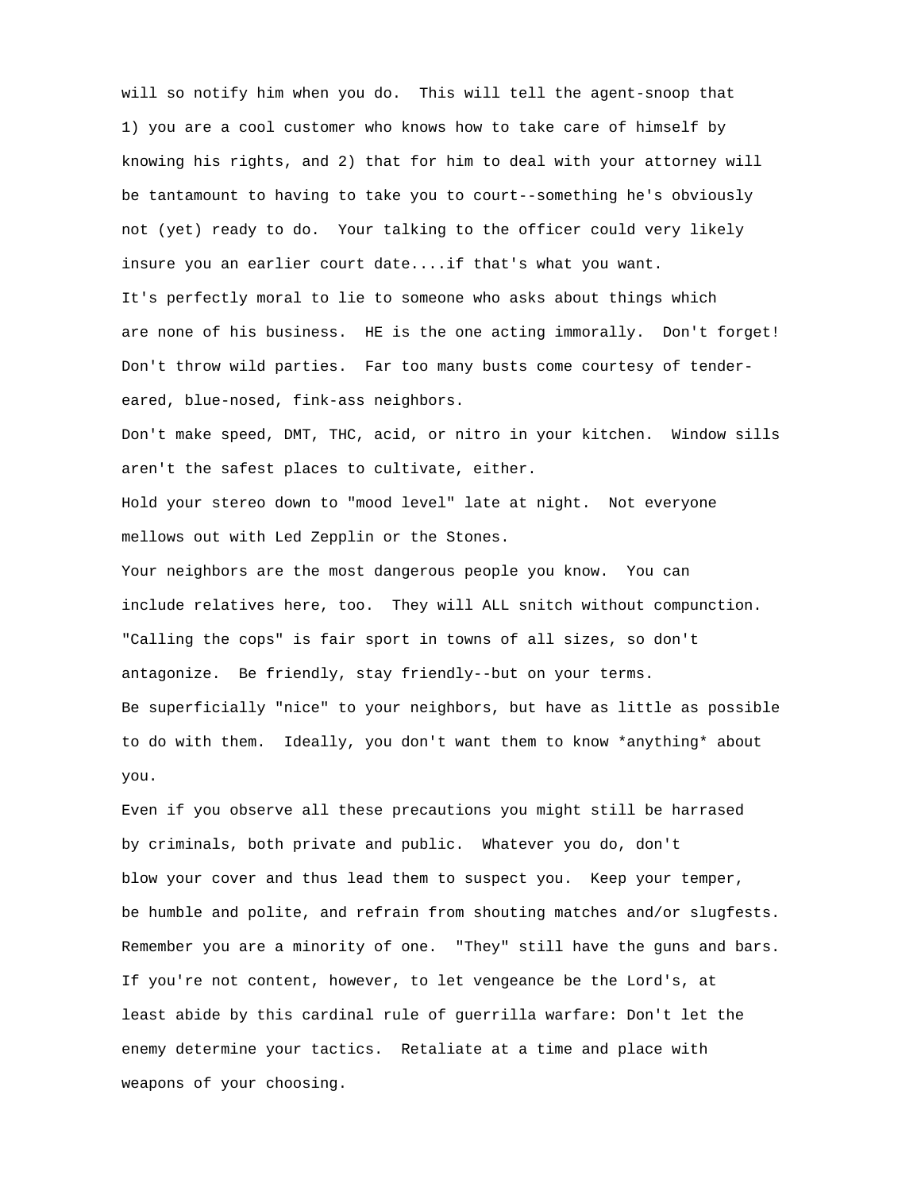will so notify him when you do. This will tell the agent-snoop that 1) you are a cool customer who knows how to take care of himself by knowing his rights, and 2) that for him to deal with your attorney will be tantamount to having to take you to court--something he's obviously not (yet) ready to do. Your talking to the officer could very likely insure you an earlier court date....if that's what you want.

It's perfectly moral to lie to someone who asks about things which are none of his business. HE is the one acting immorally. Don't forget!

Don't throw wild parties. Far too many busts come courtesy of tender-eared, blue-nosed, fink-ass neighbors.

Don't make speed, DMT, THC, acid, or nitro in your kitchen. Window sills aren't the safest places to cultivate, either.

Hold your stereo down to "mood level" late at night. Not everyone mellows out with Led Zepplin or the Stones.

Your neighbors are the most dangerous people you know. You can include relatives here, too. They will ALL snitch without compunction. "Calling the cops" is fair sport in towns of all sizes, so don't antagonize. Be friendly, stay friendly--but on your terms.

Be superficially "nice" to your neighbors, but have as little as possible to do with them. Ideally, you don't want them to know *anything* about you.

Even if you observe all these precautions you might still be harrased by criminals, both private and public. Whatever you do, don't blow your cover and thus lead them to suspect you. Keep your temper, be humble and polite, and refrain from shouting matches and/or slugfests. Remember you are a minority of one. "They" still have the guns and bars.

If you're not content, however, to let vengeance be the Lord's, at least abide by this cardinal rule of guerrilla warfare: Don't let the enemy determine your tactics. Retaliate at a time and place with weapons of your choosing.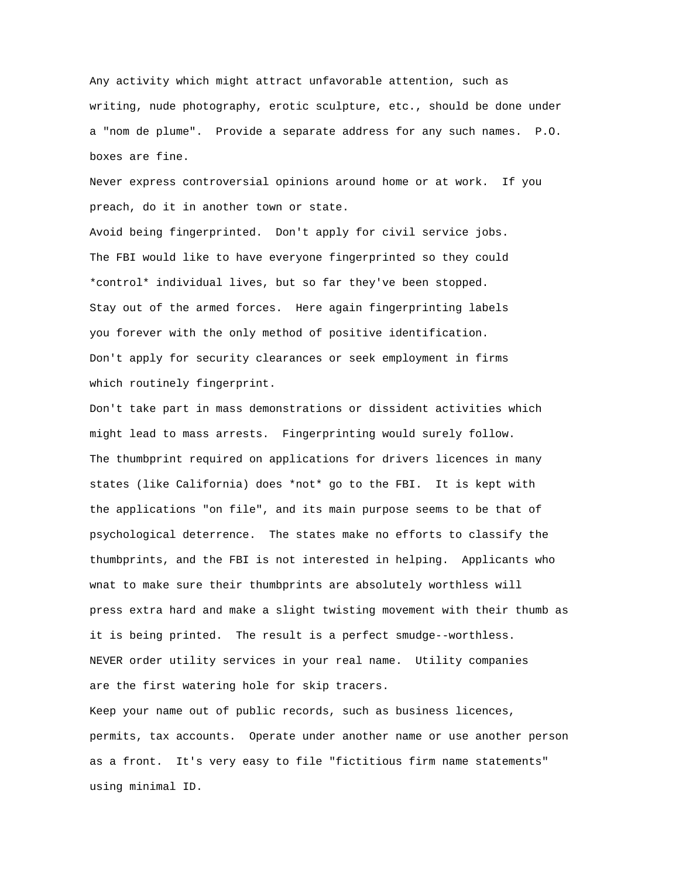Any activity which might attract unfavorable attention, such as writing, nude photography, erotic sculpture, etc., should be done under a "nom de plume". Provide a separate address for any such names. P.O. boxes are fine.

Never express controversial opinions around home or at work. If you preach, do it in another town or state.

Avoid being fingerprinted. Don't apply for civil service jobs. The FBI would like to have everyone fingerprinted so they could *control* individual lives, but so far they've been stopped.

Stay out of the armed forces. Here again fingerprinting labels you forever with the only method of positive identification.

Don't apply for security clearances or seek employment in firms which routinely fingerprint.

Don't take part in mass demonstrations or dissident activities which might lead to mass arrests. Fingerprinting would surely follow.

The thumbprint required on applications for drivers licences in many states (like California) does *not* go to the FBI. It is kept with the applications "on file", and its main purpose seems to be that of psychological deterrence. The states make no efforts to classify the thumbprints, and the FBI is not interested in helping. Applicants who wnat to make sure their thumbprints are absolutely worthless will press extra hard and make a slight twisting movement with their thumb as it is being printed. The result is a perfect smudge--worthless.

NEVER order utility services in your real name. Utility companies are the first watering hole for skip tracers.

Keep your name out of public records, such as business licences, permits, tax accounts. Operate under another name or use another person as a front. It's very easy to file "fictitious firm name statements" using minimal ID.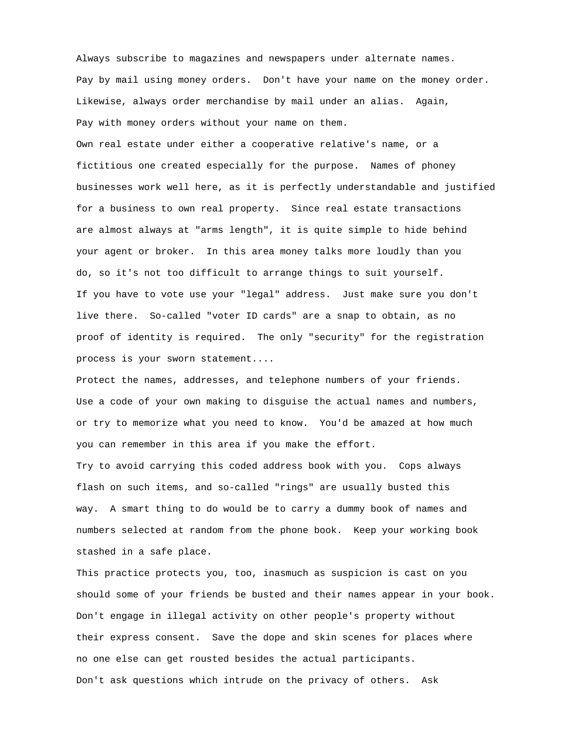Always subscribe to magazines and newspapers under alternate names.
Pay by mail using money orders. Don't have your name on the money order.
Likewise, always order merchandise by mail under an alias. Again,
Pay with money orders without your name on them.

Own real estate under either a cooperative relative's name, or a
fictitious one created especially for the purpose. Names of phoney
businesses work well here, as it is perfectly understandable and justified
for a business to own real property. Since real estate transactions
are almost always at "arms length", it is quite simple to hide behind
your agent or broker. In this area money talks more loudly than you
do, so it's not too difficult to arrange things to suit yourself.

If you have to vote use your "legal" address. Just make sure you don't
live there. So-called "voter ID cards" are a snap to obtain, as no
proof of identity is required. The only "security" for the registration
process is your sworn statement....

Protect the names, addresses, and telephone numbers of your friends.
Use a code of your own making to disguise the actual names and numbers,
or try to memorize what you need to know. You'd be amazed at how much
you can remember in this area if you make the effort.

Try to avoid carrying this coded address book with you. Cops always
flash on such items, and so-called "rings" are usually busted this
way. A smart thing to do would be to carry a dummy book of names and
numbers selected at random from the phone book. Keep your working book
stashed in a safe place.

This practice protects you, too, inasmuch as suspicion is cast on you
should some of your friends be busted and their names appear in your book.

Don't engage in illegal activity on other people's property without
their express consent. Save the dope and skin scenes for places where
no one else can get rousted besides the actual participants.

Don't ask questions which intrude on the privacy of others. Ask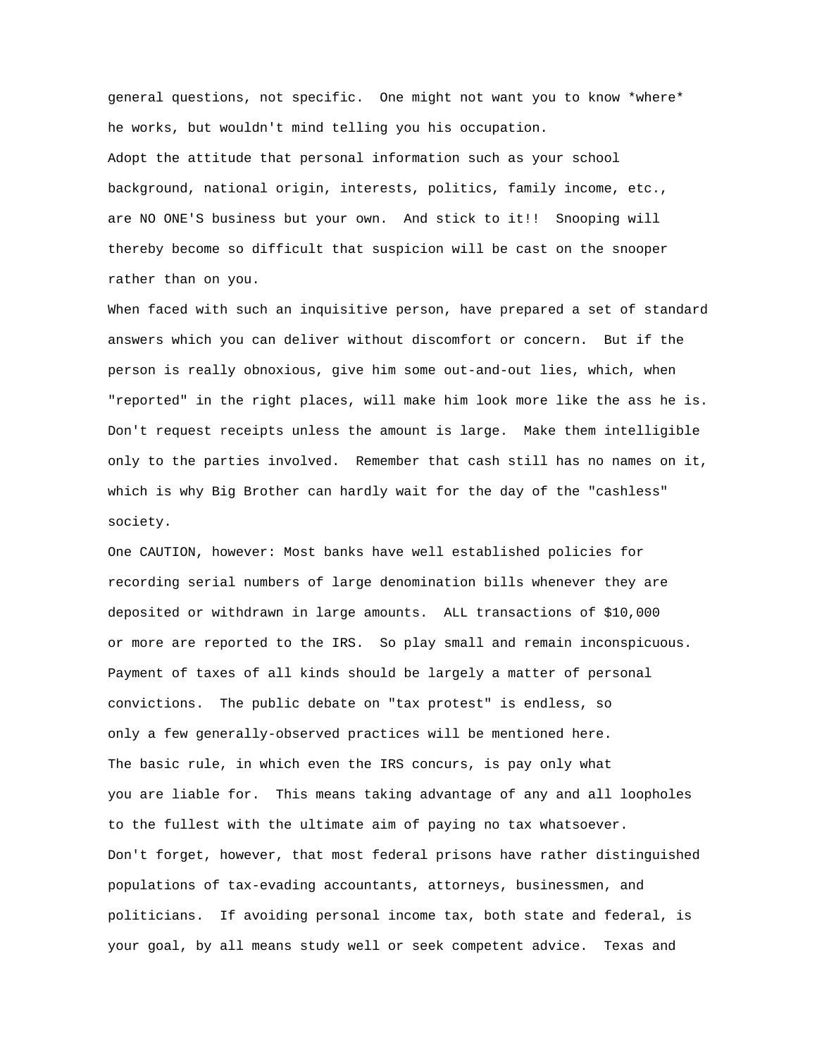general questions, not specific.  One might not want you to know *where* he works, but wouldn't mind telling you his occupation.

Adopt the attitude that personal information such as your school background, national origin, interests, politics, family income, etc., are NO ONE'S business but your own.  And stick to it!!  Snooping will thereby become so difficult that suspicion will be cast on the snooper rather than on you.

When faced with such an inquisitive person, have prepared a set of standard answers which you can deliver without discomfort or concern.  But if the person is really obnoxious, give him some out-and-out lies, which, when "reported" in the right places, will make him look more like the ass he is.

Don't request receipts unless the amount is large.  Make them intelligible only to the parties involved.  Remember that cash still has no names on it, which is why Big Brother can hardly wait for the day of the "cashless" society.

One CAUTION, however: Most banks have well established policies for recording serial numbers of large denomination bills whenever they are deposited or withdrawn in large amounts.  ALL transactions of $10,000 or more are reported to the IRS.  So play small and remain inconspicuous.

Payment of taxes of all kinds should be largely a matter of personal convictions.  The public debate on "tax protest" is endless, so only a few generally-observed practices will be mentioned here.

The basic rule, in which even the IRS concurs, is pay only what you are liable for.  This means taking advantage of any and all loopholes to the fullest with the ultimate aim of paying no tax whatsoever.

Don't forget, however, that most federal prisons have rather distinguished populations of tax-evading accountants, attorneys, businessmen, and politicians.  If avoiding personal income tax, both state and federal, is your goal, by all means study well or seek competent advice.  Texas and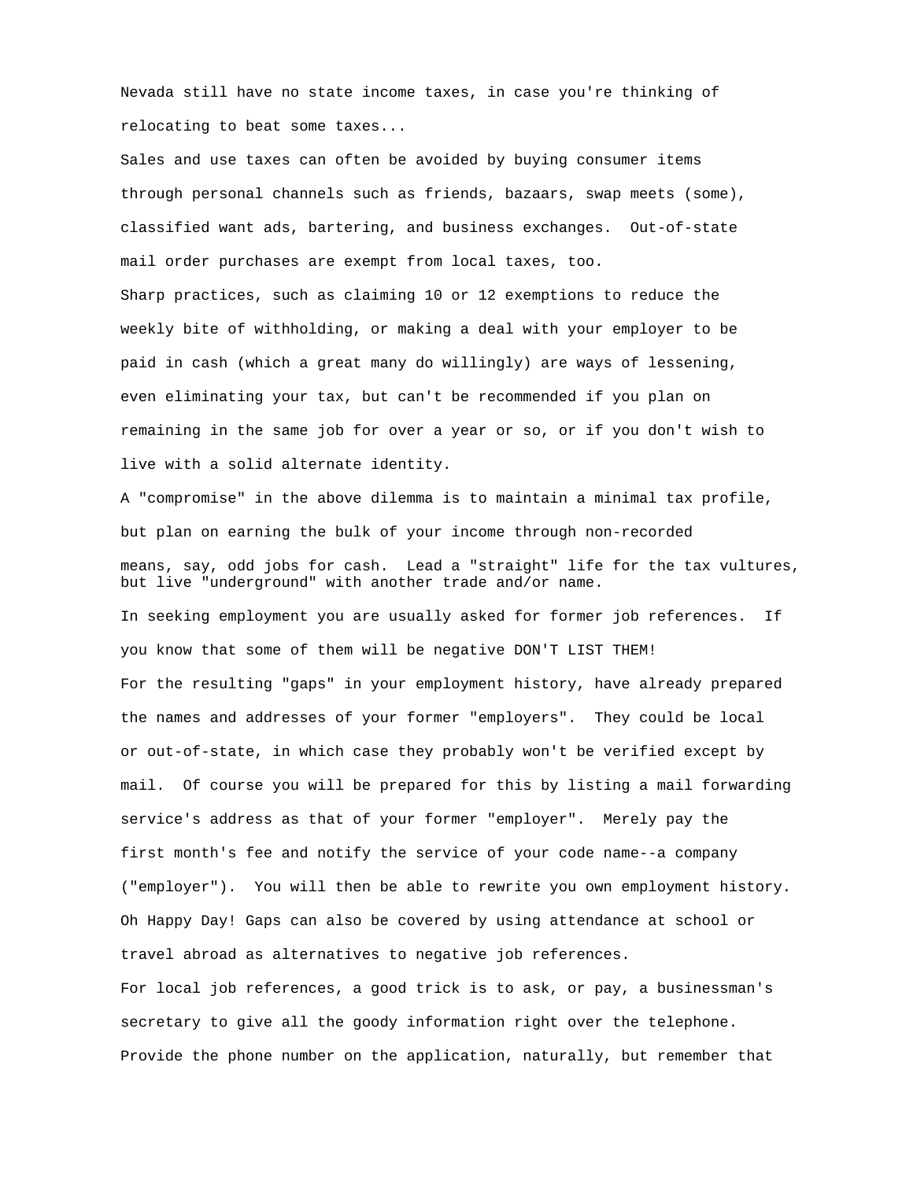Nevada still have no state income taxes, in case you're thinking of relocating to beat some taxes...

Sales and use taxes can often be avoided by buying consumer items through personal channels such as friends, bazaars, swap meets (some), classified want ads, bartering, and business exchanges. Out-of-state mail order purchases are exempt from local taxes, too.

Sharp practices, such as claiming 10 or 12 exemptions to reduce the weekly bite of withholding, or making a deal with your employer to be paid in cash (which a great many do willingly) are ways of lessening, even eliminating your tax, but can't be recommended if you plan on remaining in the same job for over a year or so, or if you don't wish to live with a solid alternate identity.

A "compromise" in the above dilemma is to maintain a minimal tax profile, but plan on earning the bulk of your income through non-recorded means, say, odd jobs for cash. Lead a "straight" life for the tax vultures, but live "underground" with another trade and/or name.

In seeking employment you are usually asked for former job references. If you know that some of them will be negative DON'T LIST THEM!

For the resulting "gaps" in your employment history, have already prepared the names and addresses of your former "employers". They could be local or out-of-state, in which case they probably won't be verified except by mail. Of course you will be prepared for this by listing a mail forwarding service's address as that of your former "employer". Merely pay the first month's fee and notify the service of your code name--a company ("employer"). You will then be able to rewrite you own employment history. Oh Happy Day! Gaps can also be covered by using attendance at school or travel abroad as alternatives to negative job references.

For local job references, a good trick is to ask, or pay, a businessman's secretary to give all the goody information right over the telephone. Provide the phone number on the application, naturally, but remember that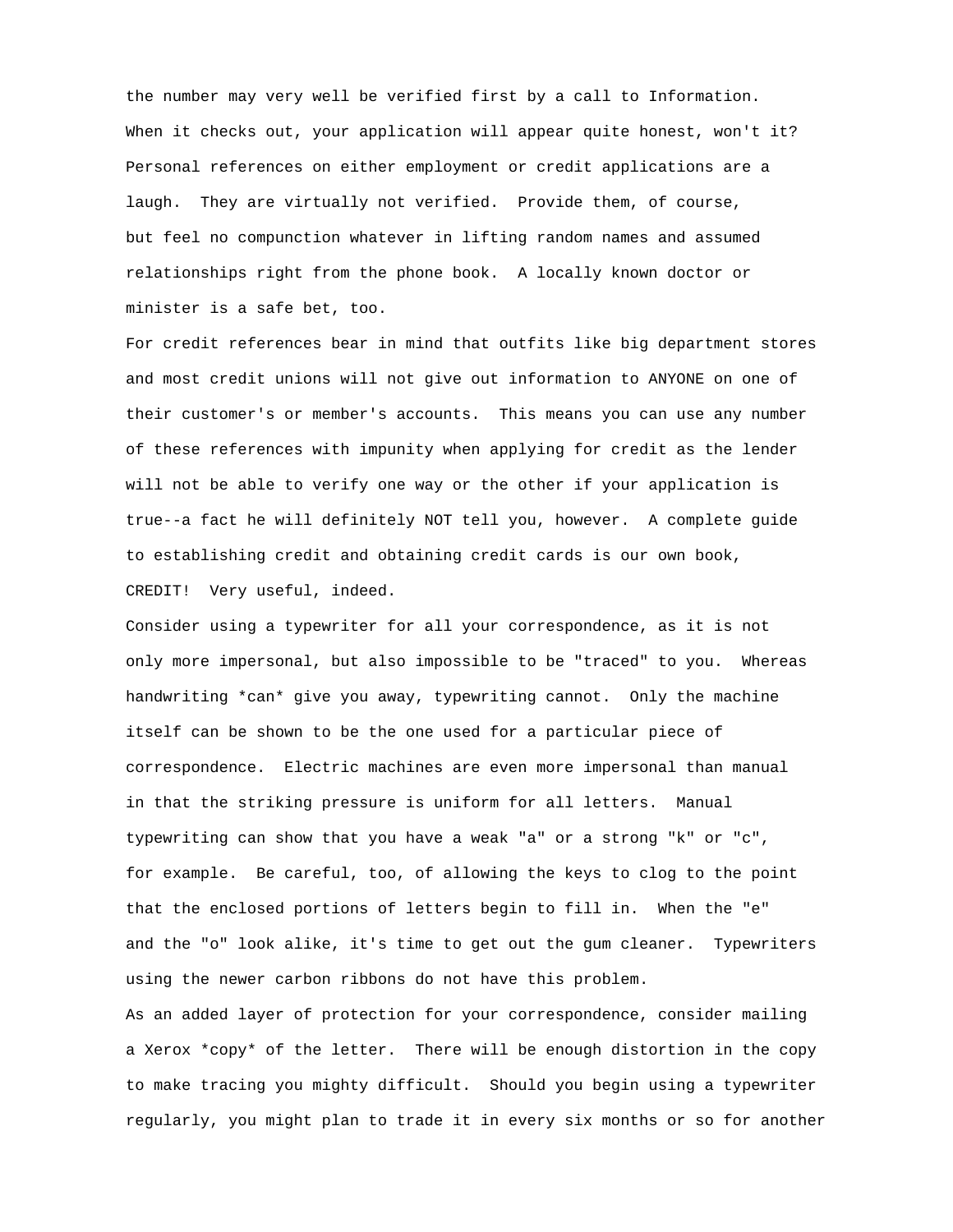the number may very well be verified first by a call to Information. When it checks out, your application will appear quite honest, won't it? Personal references on either employment or credit applications are a laugh. They are virtually not verified. Provide them, of course, but feel no compunction whatever in lifting random names and assumed relationships right from the phone book. A locally known doctor or minister is a safe bet, too.

For credit references bear in mind that outfits like big department stores and most credit unions will not give out information to ANYONE on one of their customer's or member's accounts. This means you can use any number of these references with impunity when applying for credit as the lender will not be able to verify one way or the other if your application is true--a fact he will definitely NOT tell you, however. A complete guide to establishing credit and obtaining credit cards is our own book, CREDIT! Very useful, indeed.

Consider using a typewriter for all your correspondence, as it is not only more impersonal, but also impossible to be "traced" to you. Whereas handwriting *can* give you away, typewriting cannot. Only the machine itself can be shown to be the one used for a particular piece of correspondence. Electric machines are even more impersonal than manual in that the striking pressure is uniform for all letters. Manual typewriting can show that you have a weak "a" or a strong "k" or "c", for example. Be careful, too, of allowing the keys to clog to the point that the enclosed portions of letters begin to fill in. When the "e" and the "o" look alike, it's time to get out the gum cleaner. Typewriters using the newer carbon ribbons do not have this problem.

As an added layer of protection for your correspondence, consider mailing a Xerox *copy* of the letter. There will be enough distortion in the copy to make tracing you mighty difficult. Should you begin using a typewriter regularly, you might plan to trade it in every six months or so for another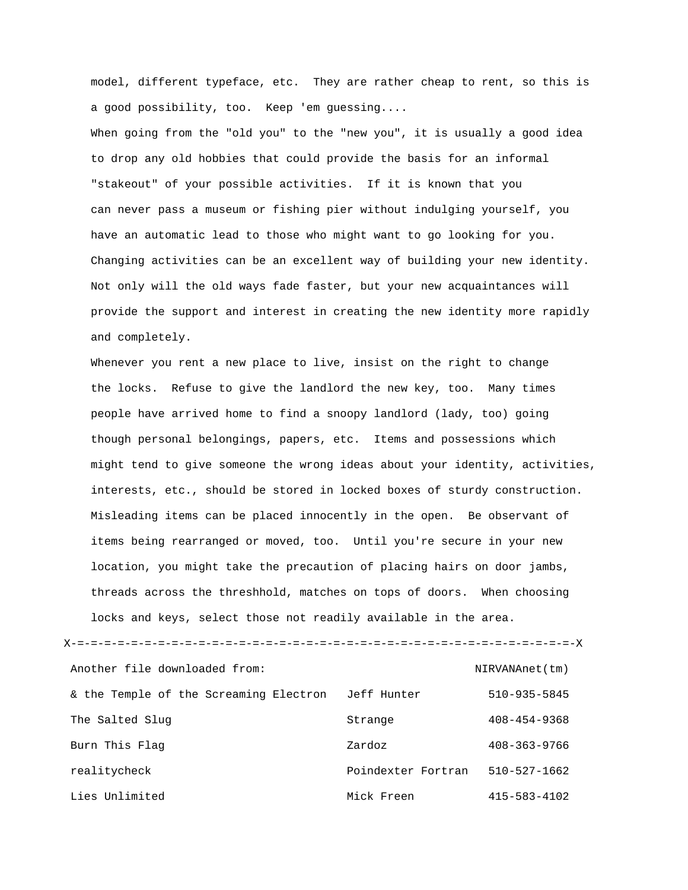model, different typeface, etc.  They are rather cheap to rent, so this is a good possibility, too.  Keep 'em guessing....

When going from the "old you" to the "new you", it is usually a good idea to drop any old hobbies that could provide the basis for an informal "stakeout" of your possible activities.  If it is known that you can never pass a museum or fishing pier without indulging yourself, you have an automatic lead to those who might want to go looking for you. Changing activities can be an excellent way of building your new identity. Not only will the old ways fade faster, but your new acquaintances will provide the support and interest in creating the new identity more rapidly and completely.

Whenever you rent a new place to live, insist on the right to change the locks.  Refuse to give the landlord the new key, too.  Many times people have arrived home to find a snoopy landlord (lady, too) going though personal belongings, papers, etc.  Items and possessions which might tend to give someone the wrong ideas about your identity, activities, interests, etc., should be stored in locked boxes of sturdy construction. Misleading items can be placed innocently in the open.  Be observant of items being rearranged or moved, too.  Until you're secure in your new location, you might take the precaution of placing hairs on door jambs, threads across the threshhold, matches on tops of doors.  When choosing locks and keys, select those not readily available in the area.

X-=-=-=-=-=-=-=-=-=-=-=-=-=-=-=-=-=-=-=-=-=-=-=-=-=-=-=-=-=-=-=-=-=-=-=-=-=-=-X

| Another file downloaded from: | | NIRVANAnet(tm) |
|---|---|---|
| & the Temple of the Screaming Electron | Jeff Hunter | 510-935-5845 |
| The Salted Slug | Strange | 408-454-9368 |
| Burn This Flag | Zardoz | 408-363-9766 |
| realitycheck | Poindexter Fortran | 510-527-1662 |
| Lies Unlimited | Mick Freen | 415-583-4102 |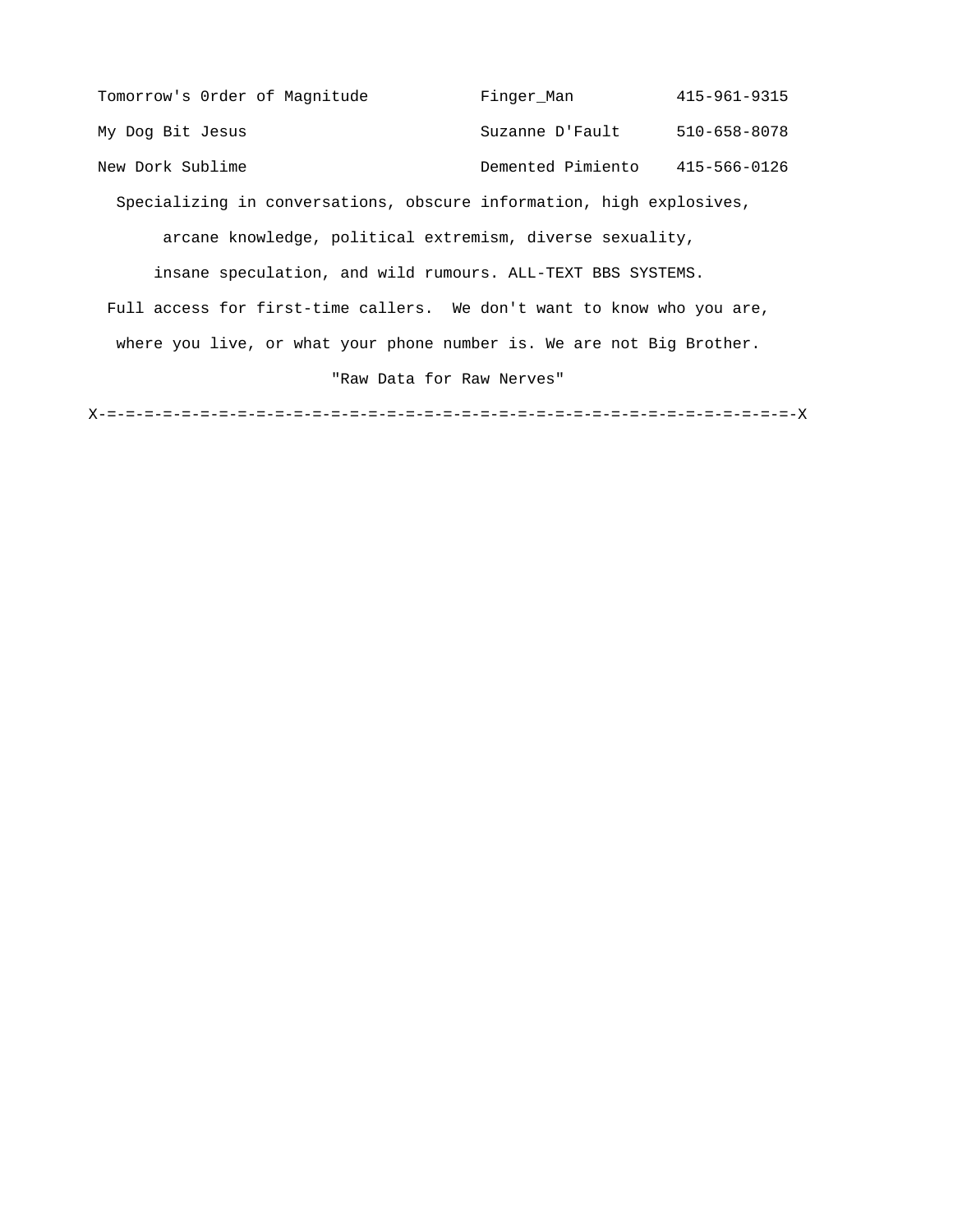| | | |
|---|---|---|
| Tomorrow's 0rder of Magnitude | Finger_Man | 415-961-9315 |
| My Dog Bit Jesus | Suzanne D'Fault | 510-658-8078 |
| New Dork Sublime | Demented Pimiento | 415-566-0126 |

Specializing in conversations, obscure information, high explosives,
arcane knowledge, political extremism, diverse sexuality,
insane speculation, and wild rumours. ALL-TEXT BBS SYSTEMS.

Full access for first-time callers. We don't want to know who you are,
where you live, or what your phone number is. We are not Big Brother.

"Raw Data for Raw Nerves"

X-=-=-=-=-=-=-=-=-=-=-=-=-=-=-=-=-=-=-=-=-=-=-=-=-=-=-=-=-=-=-=-=-=-=-=-=-=-=-X